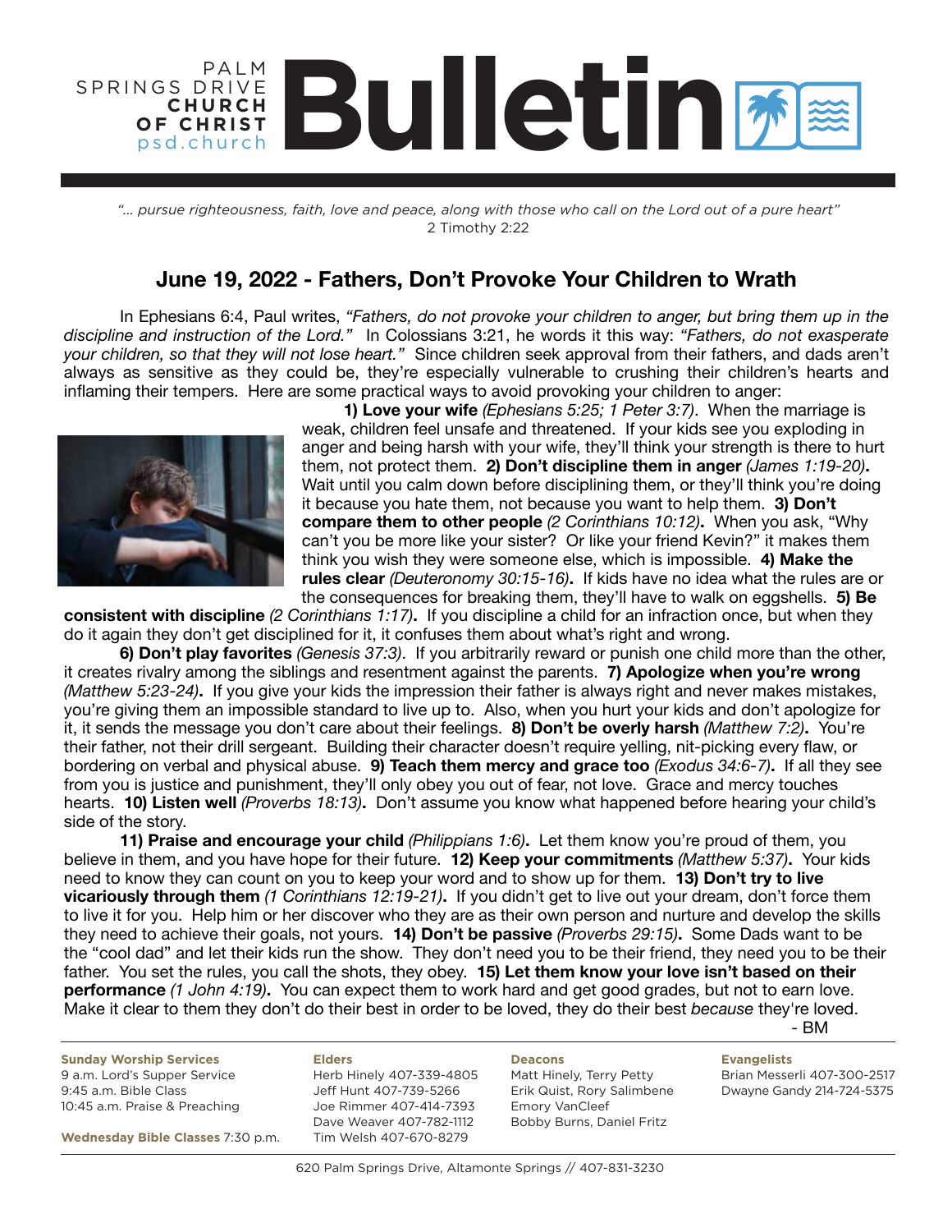PALM SPRINGS DRIVE **CHURCH OF CHRIST** psd.church

# Bulletin

*"... pursue righteousness, faith, love and peace, along with those who call on the Lord out of a pure heart"*
2 Timothy 2:22

## June 19, 2022 - Fathers, Don't Provoke Your Children to Wrath

In Ephesians 6:4, Paul writes, *"Fathers, do not provoke your children to anger, but bring them up in the discipline and instruction of the Lord."* In Colossians 3:21, he words it this way: *"Fathers, do not exasperate your children, so that they will not lose heart."* Since children seek approval from their fathers, and dads aren't always as sensitive as they could be, they're especially vulnerable to crushing their children's hearts and inflaming their tempers. Here are some practical ways to avoid provoking your children to anger:

**1) Love your wife** *(Ephesians 5:25; 1 Peter 3:7)*. When the marriage is weak, children feel unsafe and threatened. If your kids see you exploding in anger and being harsh with your wife, they'll think your strength is there to hurt them, not protect them. **2) Don't discipline them in anger** *(James 1:19-20)***.** Wait until you calm down before disciplining them, or they'll think you're doing it because you hate them, not because you want to help them. **3) Don't compare them to other people** *(2 Corinthians 10:12)***.** When you ask, "Why can't you be more like your sister? Or like your friend Kevin?" it makes them think you wish they were someone else, which is impossible. **4) Make the rules clear** *(Deuteronomy 30:15-16)***.** If kids have no idea what the rules are or the consequences for breaking them, they'll have to walk on eggshells. **5) Be consistent with discipline** *(2 Corinthians 1:17)***.** If you discipline a child for an infraction once, but when they do it again they don't get disciplined for it, it confuses them about what's right and wrong.

**6) Don't play favorites** *(Genesis 37:3)*. If you arbitrarily reward or punish one child more than the other, it creates rivalry among the siblings and resentment against the parents. **7) Apologize when you're wrong** *(Matthew 5:23-24)***.** If you give your kids the impression their father is always right and never makes mistakes, you're giving them an impossible standard to live up to. Also, when you hurt your kids and don't apologize for it, it sends the message you don't care about their feelings. **8) Don't be overly harsh** *(Matthew 7:2)***.** You're their father, not their drill sergeant. Building their character doesn't require yelling, nit-picking every flaw, or bordering on verbal and physical abuse. **9) Teach them mercy and grace too** *(Exodus 34:6-7)***.** If all they see from you is justice and punishment, they'll only obey you out of fear, not love. Grace and mercy touches hearts. **10) Listen well** *(Proverbs 18:13)***.** Don't assume you know what happened before hearing your child's side of the story.

**11) Praise and encourage your child** *(Philippians 1:6)***.** Let them know you're proud of them, you believe in them, and you have hope for their future. **12) Keep your commitments** *(Matthew 5:37)***.** Your kids need to know they can count on you to keep your word and to show up for them. **13) Don't try to live vicariously through them** *(1 Corinthians 12:19-21)***.** If you didn't get to live out your dream, don't force them to live it for you. Help him or her discover who they are as their own person and nurture and develop the skills they need to achieve their goals, not yours. **14) Don't be passive** *(Proverbs 29:15)***.** Some Dads want to be the "cool dad" and let their kids run the show. They don't need you to be their friend, they need you to be their father. You set the rules, you call the shots, they obey. **15) Let them know your love isn't based on their performance** *(1 John 4:19)***.** You can expect them to work hard and get good grades, but not to earn love. Make it clear to them they don't do their best in order to be loved, they do their best *because* they're loved.

- BM

**Sunday Worship Services**
9 a.m. Lord's Supper Service
9:45 a.m. Bible Class
10:45 a.m. Praise & Preaching

**Wednesday Bible Classes** 7:30 p.m.

**Elders**
Herb Hinely 407-339-4805
Jeff Hunt 407-739-5266
Joe Rimmer 407-414-7393
Dave Weaver 407-782-1112
Tim Welsh 407-670-8279

**Deacons**
Matt Hinely, Terry Petty
Erik Quist, Rory Salimbene
Emory VanCleef
Bobby Burns, Daniel Fritz

**Evangelists**
Brian Messerli 407-300-2517
Dwayne Gandy 214-724-5375

620 Palm Springs Drive, Altamonte Springs // 407-831-3230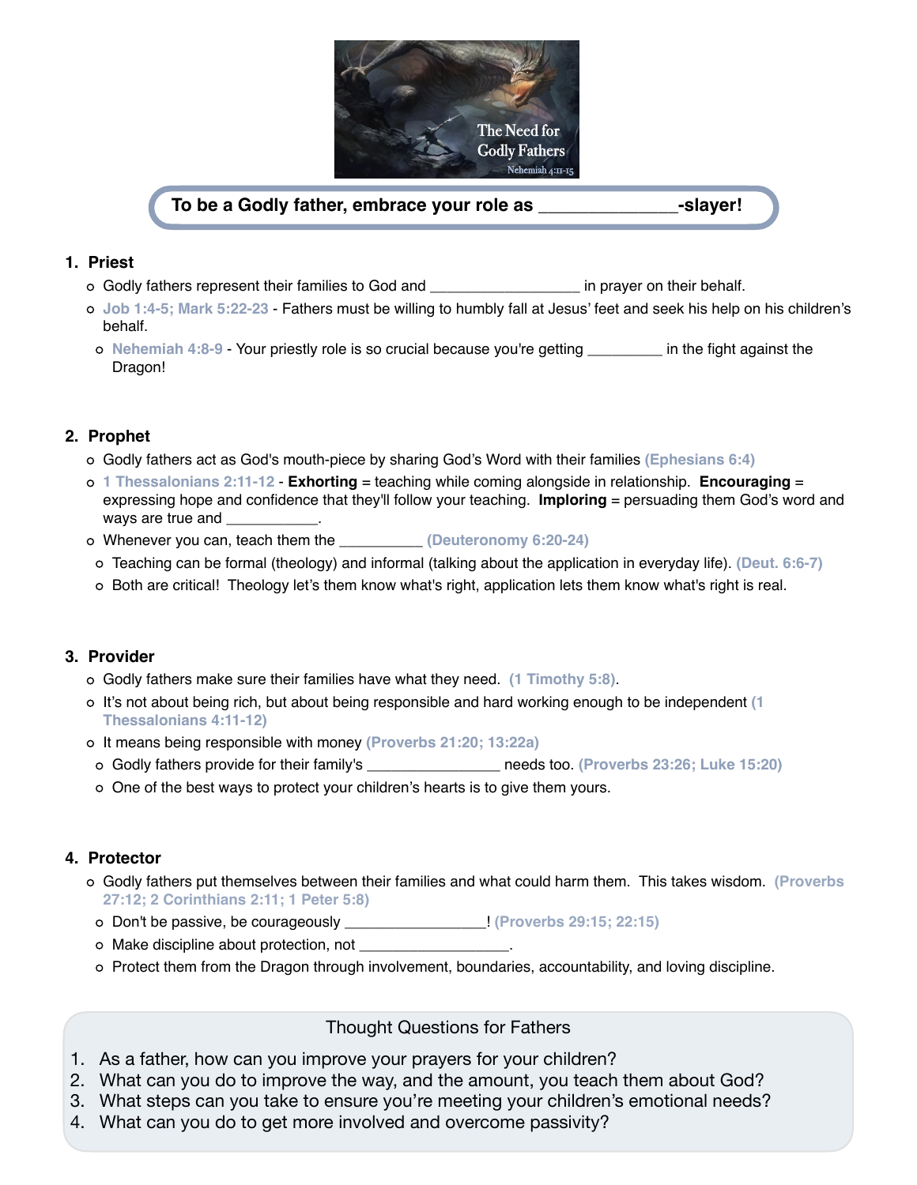To be a Godly father, embrace your role as _______________-slayer!

1. **Priest**
   - Godly fathers represent their families to God and __________________ in prayer on their behalf.
   - Job 1:4-5; Mark 5:22-23 - Fathers must be willing to humbly fall at Jesus' feet and seek his help on his children's behalf.
     - Nehemiah 4:8-9 - Your priestly role is so crucial because you're getting _________ in the fight against the Dragon!

2. **Prophet**
   - Godly fathers act as God's mouth-piece by sharing God's Word with their families (Ephesians 6:4)
   - 1 Thessalonians 2:11-12 - **Exhorting** = teaching while coming alongside in relationship. **Encouraging** = expressing hope and confidence that they'll follow your teaching. **Imploring** = persuading them God's word and ways are true and ___________.
   - Whenever you can, teach them the __________ (Deuteronomy 6:20-24)
     - Teaching can be formal (theology) and informal (talking about the application in everyday life). (Deut. 6:6-7)
     - Both are critical! Theology let's them know what's right, application lets them know what's right is real.

3. **Provider**
   - Godly fathers make sure their families have what they need. (1 Timothy 5:8).
   - It's not about being rich, but about being responsible and hard working enough to be independent (1 Thessalonians 4:11-12)
   - It means being responsible with money (Proverbs 21:20; 13:22a)
     - Godly fathers provide for their family's ________________ needs too. (Proverbs 23:26; Luke 15:20)
     - One of the best ways to protect your children's hearts is to give them yours.

4. **Protector**
   - Godly fathers put themselves between their families and what could harm them. This takes wisdom. (Proverbs 27:12; 2 Corinthians 2:11; 1 Peter 5:8)
     - Don't be passive, be courageously _________________! (Proverbs 29:15; 22:15)
     - Make discipline about protection, not __________________.
     - Protect them from the Dragon through involvement, boundaries, accountability, and loving discipline.

Thought Questions for Fathers

1. As a father, how can you improve your prayers for your children?
2. What can you do to improve the way, and the amount, you teach them about God?
3. What steps can you take to ensure you're meeting your children's emotional needs?
4. What can you do to get more involved and overcome passivity?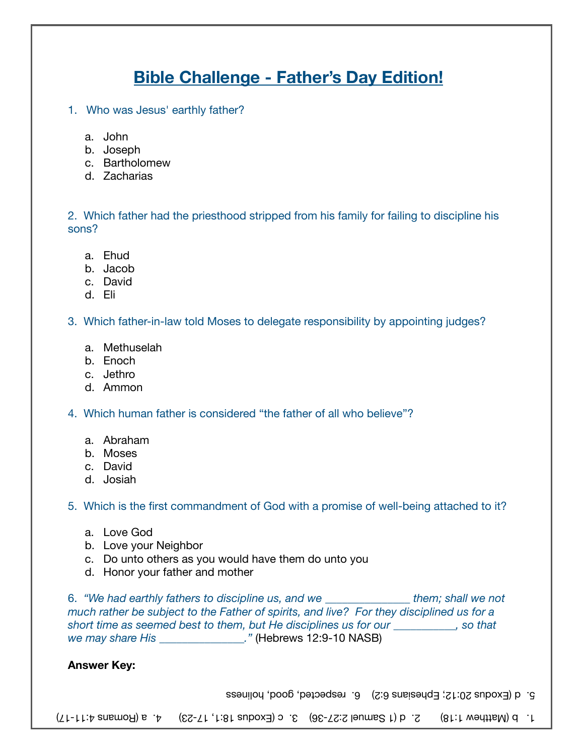# Bible Challenge - Father's Day Edition!

1. Who was Jesus' earthly father?

   a. John
   b. Joseph
   c. Bartholomew
   d. Zacharias

2. Which father had the priesthood stripped from his family for failing to discipline his sons?

   a. Ehud
   b. Jacob
   c. David
   d. Eli

3. Which father-in-law told Moses to delegate responsibility by appointing judges?

   a. Methuselah
   b. Enoch
   c. Jethro
   d. Ammon

4. Which human father is considered "the father of all who believe"?

   a. Abraham
   b. Moses
   c. David
   d. Josiah

5. Which is the first commandment of God with a promise of well-being attached to it?

   a. Love God
   b. Love your Neighbor
   c. Do unto others as you would have them do unto you
   d. Honor your father and mother

6. *"We had earthly fathers to discipline us, and we ______________ them; shall we not much rather be subject to the Father of spirits, and live? For they disciplined us for a short time as seemed best to them, but He disciplines us for our __________, so that we may share His ______________."* (Hebrews 12:9-10 NASB)

**Answer Key:**

1. b (Matthew 1:18) 2. d (1 Samuel 2:27-36) 3. c (Exodus 18:1, 17-23) 4. a (Romans 4:11-17)

5. d (Exodus 20:12; Ephesians 6:2) 6. respected, good, holiness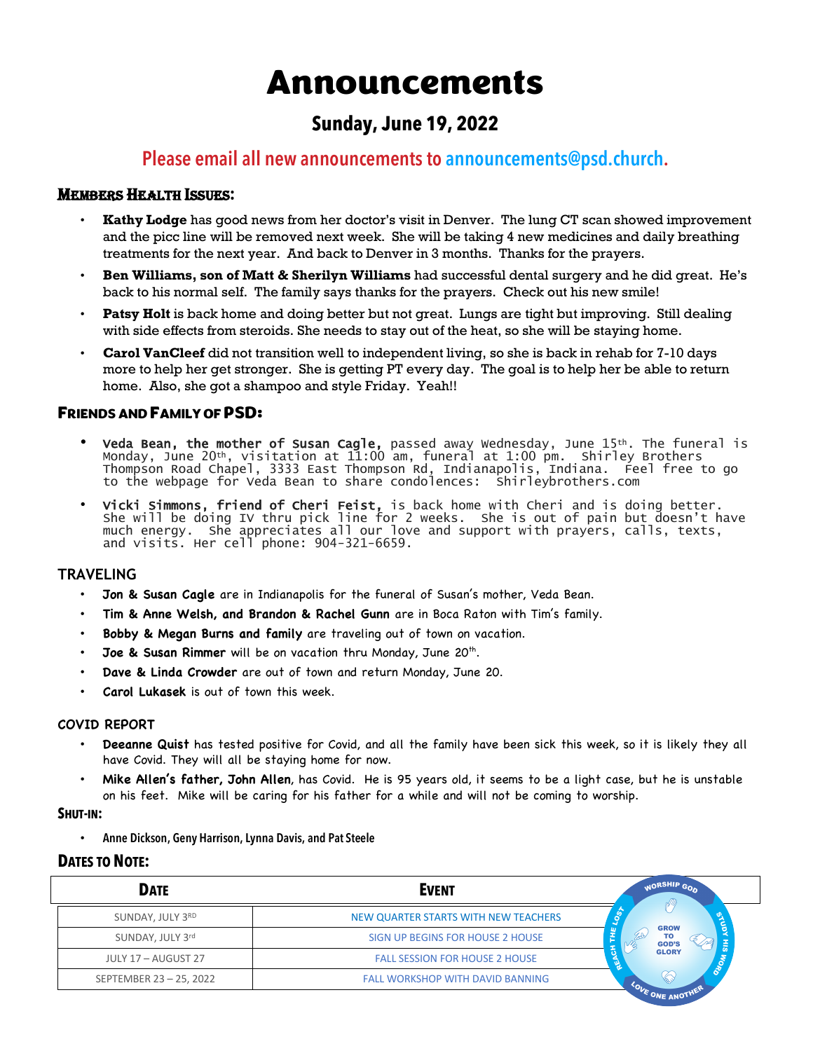# Announcements

## Sunday, June 19, 2022

### Please email all new announcements to announcements@psd.church.

### Members Health Issues:

- **Kathy Lodge** has good news from her doctor's visit in Denver. The lung CT scan showed improvement and the picc line will be removed next week. She will be taking 4 new medicines and daily breathing treatments for the next year. And back to Denver in 3 months. Thanks for the prayers.
- **Ben Williams, son of Matt & Sherilyn Williams** had successful dental surgery and he did great. He's back to his normal self. The family says thanks for the prayers. Check out his new smile!
- **Patsy Holt** is back home and doing better but not great. Lungs are tight but improving. Still dealing with side effects from steroids. She needs to stay out of the heat, so she will be staying home.
- **Carol VanCleef** did not transition well to independent living, so she is back in rehab for 7-10 days more to help her get stronger. She is getting PT every day. The goal is to help her be able to return home. Also, she got a shampoo and style Friday. Yeah!!

### Friends and Family of PSD:

- **Veda Bean, the mother of Susan Cagle,** passed away Wednesday, June 15th. The funeral is Monday, June 20th, visitation at 11:00 am, funeral at 1:00 pm. Shirley Brothers Thompson Road Chapel, 3333 East Thompson Rd, Indianapolis, Indiana. Feel free to go to the webpage for Veda Bean to share condolences: Shirleybrothers.com
- **Vicki Simmons, friend of Cheri Feist,** is back home with Cheri and is doing better. She will be doing IV thru pick line for 2 weeks. She is out of pain but doesn't have much energy. She appreciates all our love and support with prayers, calls, texts, and visits. Her cell phone: 904-321-6659.

### TRAVELING

- **Jon & Susan Cagle** are in Indianapolis for the funeral of Susan's mother, Veda Bean.
- **Tim & Anne Welsh, and Brandon & Rachel Gunn** are in Boca Raton with Tim's family.
- **Bobby & Megan Burns and family** are traveling out of town on vacation.
- **Joe & Susan Rimmer** will be on vacation thru Monday, June 20th.
- **Dave & Linda Crowder** are out of town and return Monday, June 20.
- **Carol Lukasek** is out of town this week.

### COVID REPORT

- **Deeanne Quist** has tested positive for Covid, and all the family have been sick this week, so it is likely they all have Covid. They will all be staying home for now.
- **Mike Allen's father, John Allen**, has Covid. He is 95 years old, it seems to be a light case, but he is unstable on his feet. Mike will be caring for his father for a while and will not be coming to worship.

### Shut-in:

- **Anne Dickson, Geny Harrison, Lynna Davis, and Pat Steele**

### Dates to Note:

| Date | Event |
|---|---|
| SUNDAY, JULY 3RD | NEW QUARTER STARTS WITH NEW TEACHERS |
| SUNDAY, JULY 3rd | SIGN UP BEGINS FOR HOUSE 2 HOUSE |
| JULY 17 – AUGUST 27 | FALL SESSION FOR HOUSE 2 HOUSE |
| SEPTEMBER 23 – 25, 2022 | FALL WORKSHOP WITH DAVID BANNING |

WORSHIP GOD
STUDY HIS WORD
LOVE ONE ANOTHER
REACH THE LOST
GROW TO GOD'S GLORY